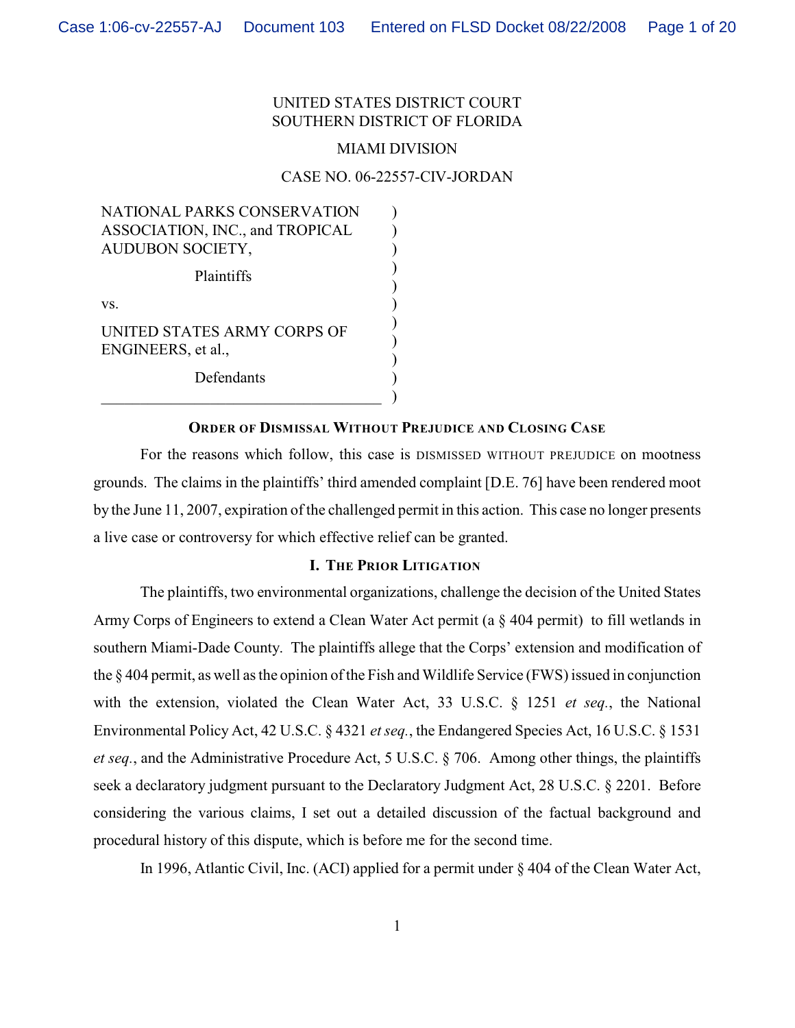UNITED STATES DISTRICT COURT
SOUTHERN DISTRICT OF FLORIDA

MIAMI DIVISION

CASE NO. 06-22557-CIV-JORDAN

NATIONAL PARKS CONSERVATION ASSOCIATION, INC., and TROPICAL AUDUBON SOCIETY,

Plaintiffs

vs.

UNITED STATES ARMY CORPS OF ENGINEERS, et al.,

Defendants

## ORDER OF DISMISSAL WITHOUT PREJUDICE AND CLOSING CASE

For the reasons which follow, this case is DISMISSED WITHOUT PREJUDICE on mootness grounds. The claims in the plaintiffs' third amended complaint [D.E. 76] have been rendered moot by the June 11, 2007, expiration of the challenged permit in this action. This case no longer presents a live case or controversy for which effective relief can be granted.

### I. THE PRIOR LITIGATION

The plaintiffs, two environmental organizations, challenge the decision of the United States Army Corps of Engineers to extend a Clean Water Act permit (a § 404 permit) to fill wetlands in southern Miami-Dade County. The plaintiffs allege that the Corps' extension and modification of the § 404 permit, as well as the opinion of the Fish and Wildlife Service (FWS) issued in conjunction with the extension, violated the Clean Water Act, 33 U.S.C. § 1251 *et seq.*, the National Environmental Policy Act, 42 U.S.C. § 4321 *et seq.*, the Endangered Species Act, 16 U.S.C. § 1531 *et seq.*, and the Administrative Procedure Act, 5 U.S.C. § 706. Among other things, the plaintiffs seek a declaratory judgment pursuant to the Declaratory Judgment Act, 28 U.S.C. § 2201. Before considering the various claims, I set out a detailed discussion of the factual background and procedural history of this dispute, which is before me for the second time.

In 1996, Atlantic Civil, Inc. (ACI) applied for a permit under § 404 of the Clean Water Act,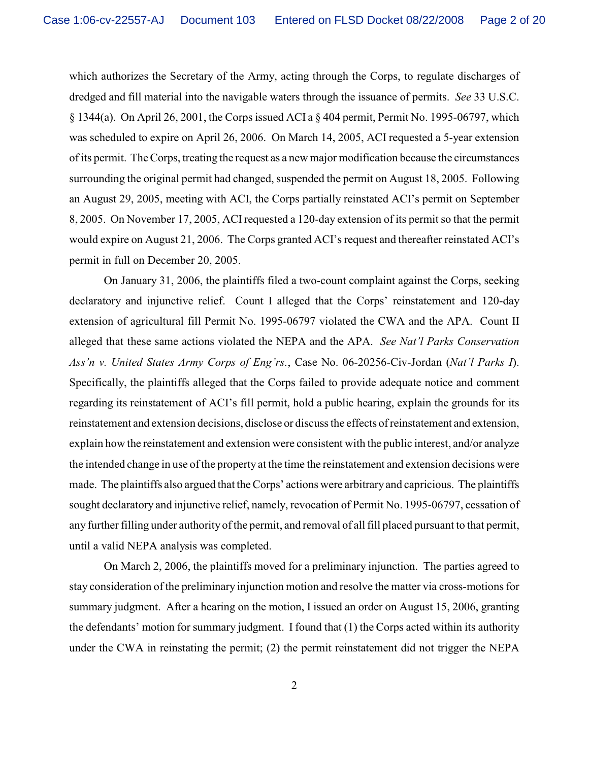which authorizes the Secretary of the Army, acting through the Corps, to regulate discharges of dredged and fill material into the navigable waters through the issuance of permits. *See* 33 U.S.C. § 1344(a). On April 26, 2001, the Corps issued ACI a § 404 permit, Permit No. 1995-06797, which was scheduled to expire on April 26, 2006. On March 14, 2005, ACI requested a 5-year extension of its permit. The Corps, treating the request as a new major modification because the circumstances surrounding the original permit had changed, suspended the permit on August 18, 2005. Following an August 29, 2005, meeting with ACI, the Corps partially reinstated ACI's permit on September 8, 2005. On November 17, 2005, ACI requested a 120-day extension of its permit so that the permit would expire on August 21, 2006. The Corps granted ACI's request and thereafter reinstated ACI's permit in full on December 20, 2005.

On January 31, 2006, the plaintiffs filed a two-count complaint against the Corps, seeking declaratory and injunctive relief. Count I alleged that the Corps' reinstatement and 120-day extension of agricultural fill Permit No. 1995-06797 violated the CWA and the APA. Count II alleged that these same actions violated the NEPA and the APA. *See Nat'l Parks Conservation Ass'n v. United States Army Corps of Eng'rs.*, Case No. 06-20256-Civ-Jordan (*Nat'l Parks I*). Specifically, the plaintiffs alleged that the Corps failed to provide adequate notice and comment regarding its reinstatement of ACI's fill permit, hold a public hearing, explain the grounds for its reinstatement and extension decisions, disclose or discuss the effects of reinstatement and extension, explain how the reinstatement and extension were consistent with the public interest, and/or analyze the intended change in use of the property at the time the reinstatement and extension decisions were made. The plaintiffs also argued that the Corps' actions were arbitrary and capricious. The plaintiffs sought declaratory and injunctive relief, namely, revocation of Permit No. 1995-06797, cessation of any further filling under authority of the permit, and removal of all fill placed pursuant to that permit, until a valid NEPA analysis was completed.

On March 2, 2006, the plaintiffs moved for a preliminary injunction. The parties agreed to stay consideration of the preliminary injunction motion and resolve the matter via cross-motions for summary judgment. After a hearing on the motion, I issued an order on August 15, 2006, granting the defendants' motion for summary judgment. I found that (1) the Corps acted within its authority under the CWA in reinstating the permit; (2) the permit reinstatement did not trigger the NEPA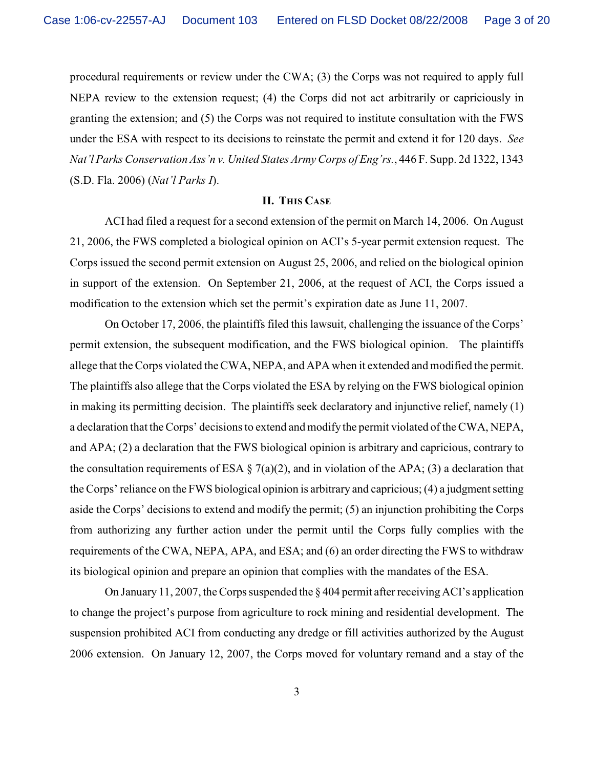procedural requirements or review under the CWA; (3) the Corps was not required to apply full NEPA review to the extension request; (4) the Corps did not act arbitrarily or capriciously in granting the extension; and (5) the Corps was not required to institute consultation with the FWS under the ESA with respect to its decisions to reinstate the permit and extend it for 120 days. *See Nat'l Parks Conservation Ass'n v. United States Army Corps of Eng'rs.*, 446 F. Supp. 2d 1322, 1343 (S.D. Fla. 2006) (*Nat'l Parks I*).

## II. This Case

ACI had filed a request for a second extension of the permit on March 14, 2006. On August 21, 2006, the FWS completed a biological opinion on ACI's 5-year permit extension request. The Corps issued the second permit extension on August 25, 2006, and relied on the biological opinion in support of the extension. On September 21, 2006, at the request of ACI, the Corps issued a modification to the extension which set the permit's expiration date as June 11, 2007.

On October 17, 2006, the plaintiffs filed this lawsuit, challenging the issuance of the Corps' permit extension, the subsequent modification, and the FWS biological opinion. The plaintiffs allege that the Corps violated the CWA, NEPA, and APA when it extended and modified the permit. The plaintiffs also allege that the Corps violated the ESA by relying on the FWS biological opinion in making its permitting decision. The plaintiffs seek declaratory and injunctive relief, namely (1) a declaration that the Corps' decisions to extend and modify the permit violated of the CWA, NEPA, and APA; (2) a declaration that the FWS biological opinion is arbitrary and capricious, contrary to the consultation requirements of ESA § 7(a)(2), and in violation of the APA; (3) a declaration that the Corps' reliance on the FWS biological opinion is arbitrary and capricious; (4) a judgment setting aside the Corps' decisions to extend and modify the permit; (5) an injunction prohibiting the Corps from authorizing any further action under the permit until the Corps fully complies with the requirements of the CWA, NEPA, APA, and ESA; and (6) an order directing the FWS to withdraw its biological opinion and prepare an opinion that complies with the mandates of the ESA.

On January 11, 2007, the Corps suspended the § 404 permit after receiving ACI's application to change the project's purpose from agriculture to rock mining and residential development. The suspension prohibited ACI from conducting any dredge or fill activities authorized by the August 2006 extension. On January 12, 2007, the Corps moved for voluntary remand and a stay of the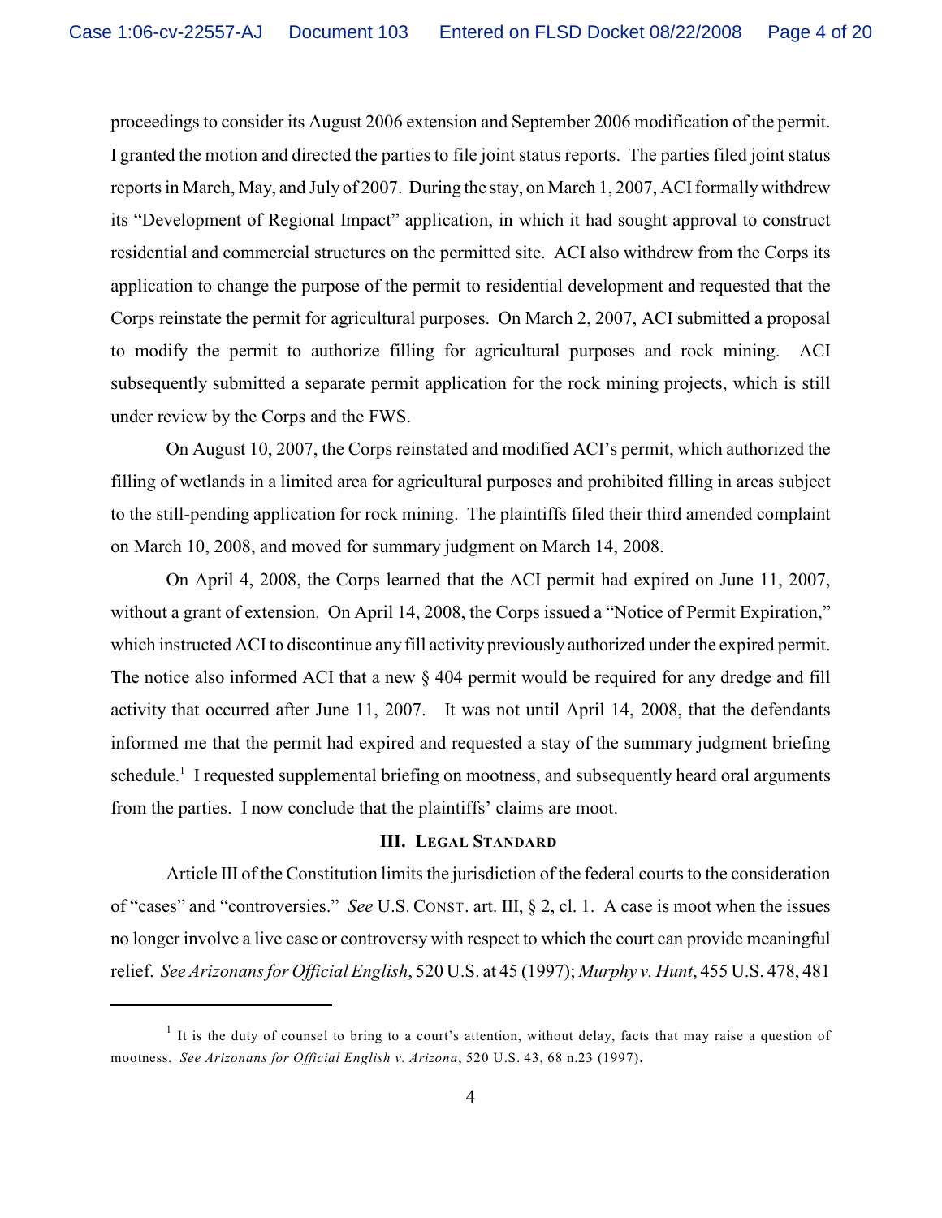proceedings to consider its August 2006 extension and September 2006 modification of the permit. I granted the motion and directed the parties to file joint status reports. The parties filed joint status reports in March, May, and July of 2007. During the stay, on March 1, 2007, ACI formally withdrew its "Development of Regional Impact" application, in which it had sought approval to construct residential and commercial structures on the permitted site. ACI also withdrew from the Corps its application to change the purpose of the permit to residential development and requested that the Corps reinstate the permit for agricultural purposes. On March 2, 2007, ACI submitted a proposal to modify the permit to authorize filling for agricultural purposes and rock mining. ACI subsequently submitted a separate permit application for the rock mining projects, which is still under review by the Corps and the FWS.

On August 10, 2007, the Corps reinstated and modified ACI's permit, which authorized the filling of wetlands in a limited area for agricultural purposes and prohibited filling in areas subject to the still-pending application for rock mining. The plaintiffs filed their third amended complaint on March 10, 2008, and moved for summary judgment on March 14, 2008.

On April 4, 2008, the Corps learned that the ACI permit had expired on June 11, 2007, without a grant of extension. On April 14, 2008, the Corps issued a "Notice of Permit Expiration," which instructed ACI to discontinue any fill activity previously authorized under the expired permit. The notice also informed ACI that a new § 404 permit would be required for any dredge and fill activity that occurred after June 11, 2007. It was not until April 14, 2008, that the defendants informed me that the permit had expired and requested a stay of the summary judgment briefing schedule.[1] I requested supplemental briefing on mootness, and subsequently heard oral arguments from the parties. I now conclude that the plaintiffs' claims are moot.

### III. Legal Standard

Article III of the Constitution limits the jurisdiction of the federal courts to the consideration of "cases" and "controversies." *See* U.S. Const. art. III, § 2, cl. 1. A case is moot when the issues no longer involve a live case or controversy with respect to which the court can provide meaningful relief. *See Arizonans for Official English*, 520 U.S. at 45 (1997); *Murphy v. Hunt*, 455 U.S. 478, 481

---

[1] It is the duty of counsel to bring to a court's attention, without delay, facts that may raise a question of mootness. *See Arizonans for Official English v. Arizona*, 520 U.S. 43, 68 n.23 (1997).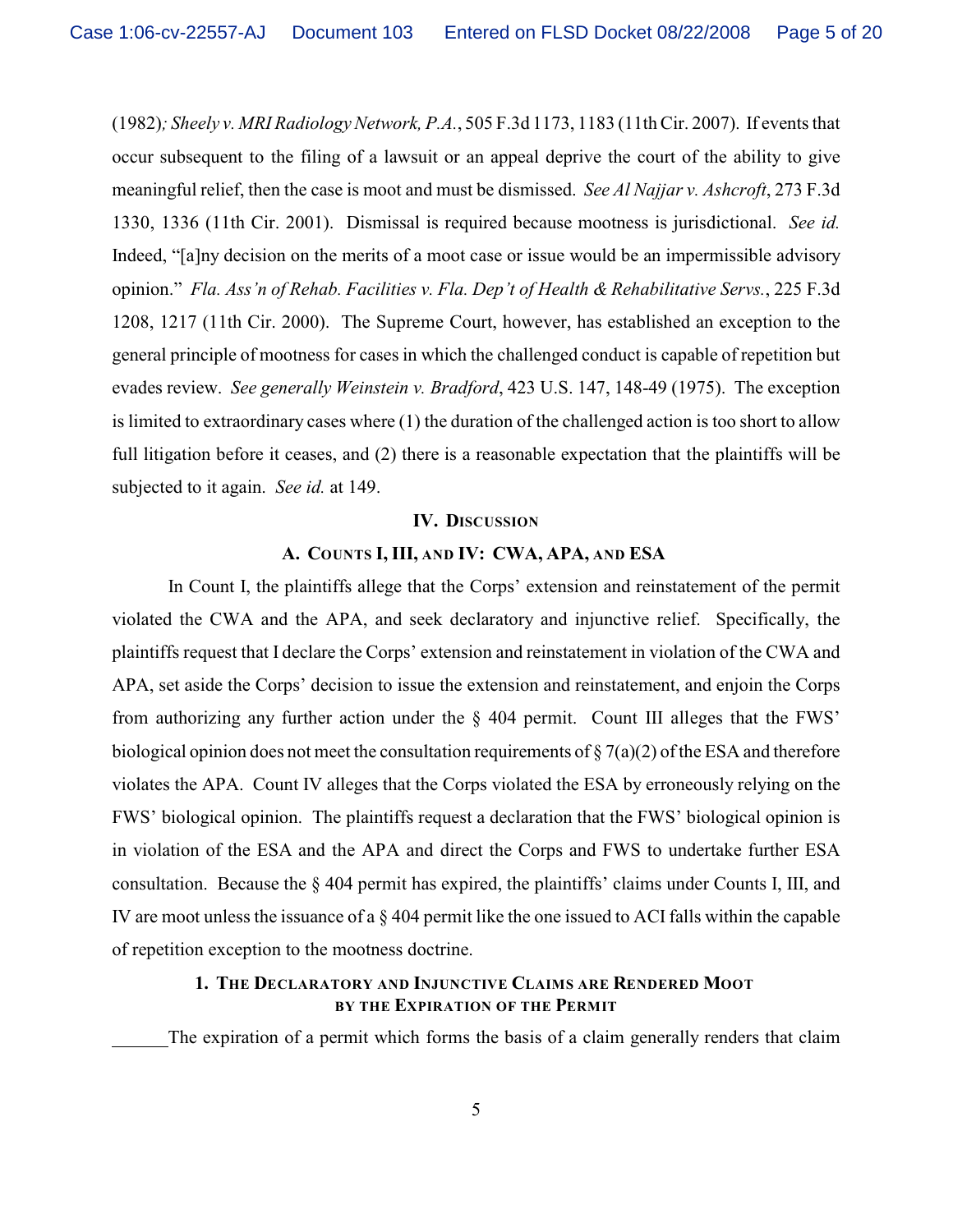(1982)*; Sheely v. MRI Radiology Network, P.A.*, 505 F.3d 1173, 1183 (11th Cir. 2007). If events that occur subsequent to the filing of a lawsuit or an appeal deprive the court of the ability to give meaningful relief, then the case is moot and must be dismissed. *See Al Najjar v. Ashcroft*, 273 F.3d 1330, 1336 (11th Cir. 2001). Dismissal is required because mootness is jurisdictional. *See id.* Indeed, "[a]ny decision on the merits of a moot case or issue would be an impermissible advisory opinion." *Fla. Ass'n of Rehab. Facilities v. Fla. Dep't of Health & Rehabilitative Servs.*, 225 F.3d 1208, 1217 (11th Cir. 2000). The Supreme Court, however, has established an exception to the general principle of mootness for cases in which the challenged conduct is capable of repetition but evades review. *See generally Weinstein v. Bradford*, 423 U.S. 147, 148-49 (1975). The exception is limited to extraordinary cases where (1) the duration of the challenged action is too short to allow full litigation before it ceases, and (2) there is a reasonable expectation that the plaintiffs will be subjected to it again. *See id.* at 149.

## IV. Discussion

### A. Counts I, III, and IV: CWA, APA, and ESA

In Count I, the plaintiffs allege that the Corps' extension and reinstatement of the permit violated the CWA and the APA, and seek declaratory and injunctive relief. Specifically, the plaintiffs request that I declare the Corps' extension and reinstatement in violation of the CWA and APA, set aside the Corps' decision to issue the extension and reinstatement, and enjoin the Corps from authorizing any further action under the § 404 permit. Count III alleges that the FWS' biological opinion does not meet the consultation requirements of § 7(a)(2) of the ESA and therefore violates the APA. Count IV alleges that the Corps violated the ESA by erroneously relying on the FWS' biological opinion. The plaintiffs request a declaration that the FWS' biological opinion is in violation of the ESA and the APA and direct the Corps and FWS to undertake further ESA consultation. Because the § 404 permit has expired, the plaintiffs' claims under Counts I, III, and IV are moot unless the issuance of a § 404 permit like the one issued to ACI falls within the capable of repetition exception to the mootness doctrine.

#### 1. The Declaratory and Injunctive Claims are Rendered Moot by the Expiration of the Permit

The expiration of a permit which forms the basis of a claim generally renders that claim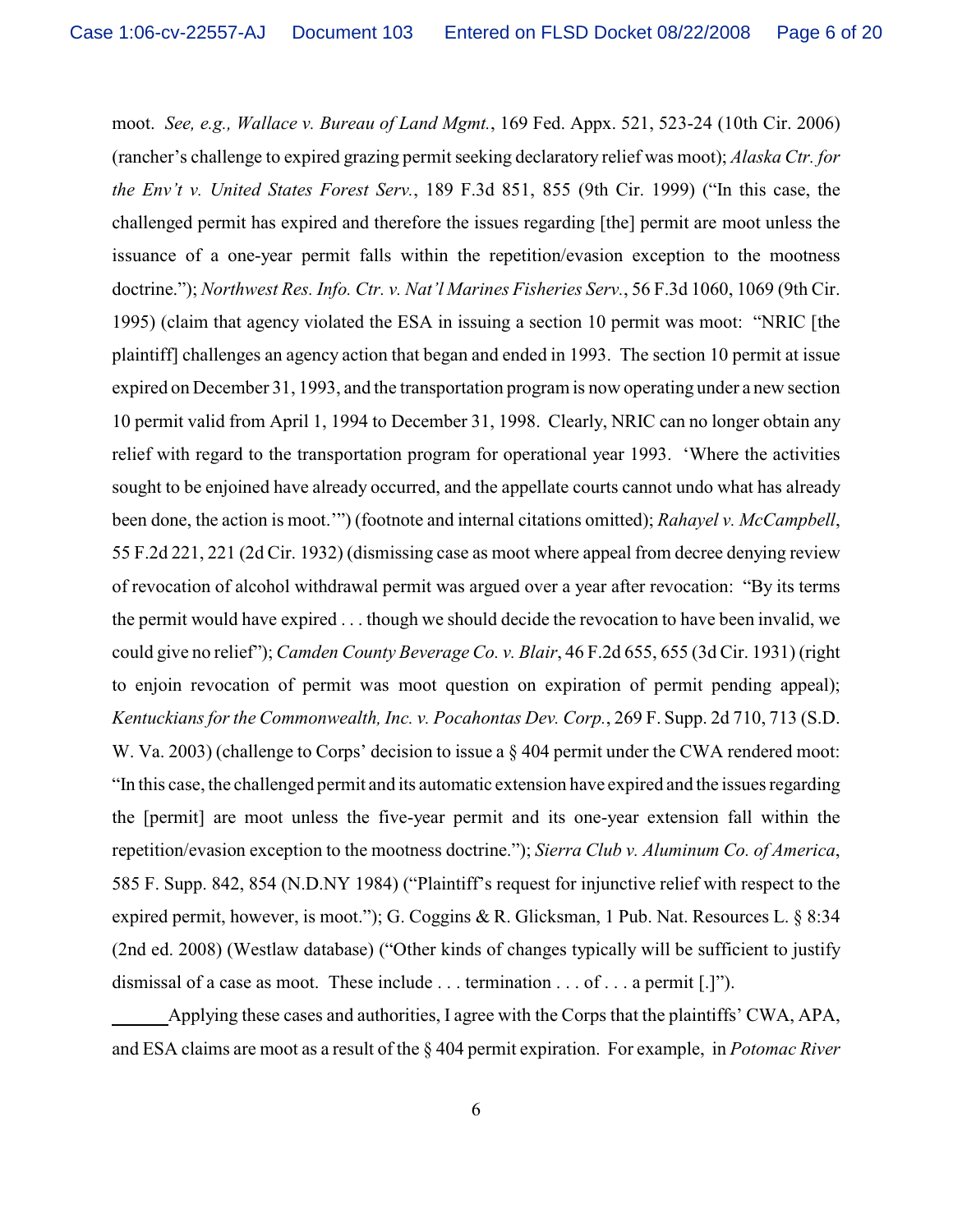moot. *See, e.g., Wallace v. Bureau of Land Mgmt.*, 169 Fed. Appx. 521, 523-24 (10th Cir. 2006) (rancher's challenge to expired grazing permit seeking declaratory relief was moot); *Alaska Ctr. for the Env't v. United States Forest Serv.*, 189 F.3d 851, 855 (9th Cir. 1999) ("In this case, the challenged permit has expired and therefore the issues regarding [the] permit are moot unless the issuance of a one-year permit falls within the repetition/evasion exception to the mootness doctrine."); *Northwest Res. Info. Ctr. v. Nat'l Marines Fisheries Serv.*, 56 F.3d 1060, 1069 (9th Cir. 1995) (claim that agency violated the ESA in issuing a section 10 permit was moot: "NRIC [the plaintiff] challenges an agency action that began and ended in 1993. The section 10 permit at issue expired on December 31, 1993, and the transportation program is now operating under a new section 10 permit valid from April 1, 1994 to December 31, 1998. Clearly, NRIC can no longer obtain any relief with regard to the transportation program for operational year 1993. 'Where the activities sought to be enjoined have already occurred, and the appellate courts cannot undo what has already been done, the action is moot.'") (footnote and internal citations omitted); *Rahayel v. McCampbell*, 55 F.2d 221, 221 (2d Cir. 1932) (dismissing case as moot where appeal from decree denying review of revocation of alcohol withdrawal permit was argued over a year after revocation: "By its terms the permit would have expired . . . though we should decide the revocation to have been invalid, we could give no relief"); *Camden County Beverage Co. v. Blair*, 46 F.2d 655, 655 (3d Cir. 1931) (right to enjoin revocation of permit was moot question on expiration of permit pending appeal); *Kentuckians for the Commonwealth, Inc. v. Pocahontas Dev. Corp.*, 269 F. Supp. 2d 710, 713 (S.D. W. Va. 2003) (challenge to Corps' decision to issue a § 404 permit under the CWA rendered moot: "In this case, the challenged permit and its automatic extension have expired and the issues regarding the [permit] are moot unless the five-year permit and its one-year extension fall within the repetition/evasion exception to the mootness doctrine."); *Sierra Club v. Aluminum Co. of America*, 585 F. Supp. 842, 854 (N.D.NY 1984) ("Plaintiff's request for injunctive relief with respect to the expired permit, however, is moot."); G. Coggins & R. Glicksman, 1 Pub. Nat. Resources L. § 8:34 (2nd ed. 2008) (Westlaw database) ("Other kinds of changes typically will be sufficient to justify dismissal of a case as moot. These include . . . termination . . . of . . . a permit [.]").

Applying these cases and authorities, I agree with the Corps that the plaintiffs' CWA, APA, and ESA claims are moot as a result of the § 404 permit expiration. For example, in *Potomac River*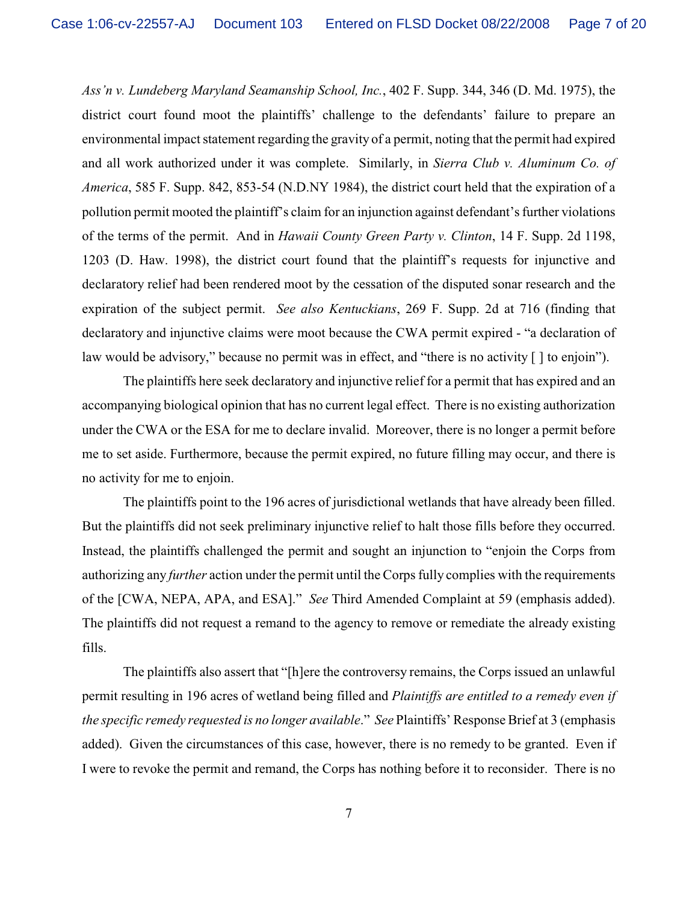*Ass'n v. Lundeberg Maryland Seamanship School, Inc.*, 402 F. Supp. 344, 346 (D. Md. 1975), the district court found moot the plaintiffs' challenge to the defendants' failure to prepare an environmental impact statement regarding the gravity of a permit, noting that the permit had expired and all work authorized under it was complete. Similarly, in *Sierra Club v. Aluminum Co. of America*, 585 F. Supp. 842, 853-54 (N.D.NY 1984), the district court held that the expiration of a pollution permit mooted the plaintiff's claim for an injunction against defendant's further violations of the terms of the permit. And in *Hawaii County Green Party v. Clinton*, 14 F. Supp. 2d 1198, 1203 (D. Haw. 1998), the district court found that the plaintiff's requests for injunctive and declaratory relief had been rendered moot by the cessation of the disputed sonar research and the expiration of the subject permit. *See also Kentuckians*, 269 F. Supp. 2d at 716 (finding that declaratory and injunctive claims were moot because the CWA permit expired - "a declaration of law would be advisory," because no permit was in effect, and "there is no activity [ ] to enjoin").

The plaintiffs here seek declaratory and injunctive relief for a permit that has expired and an accompanying biological opinion that has no current legal effect. There is no existing authorization under the CWA or the ESA for me to declare invalid. Moreover, there is no longer a permit before me to set aside. Furthermore, because the permit expired, no future filling may occur, and there is no activity for me to enjoin.

The plaintiffs point to the 196 acres of jurisdictional wetlands that have already been filled. But the plaintiffs did not seek preliminary injunctive relief to halt those fills before they occurred. Instead, the plaintiffs challenged the permit and sought an injunction to "enjoin the Corps from authorizing any *further* action under the permit until the Corps fully complies with the requirements of the [CWA, NEPA, APA, and ESA]." *See* Third Amended Complaint at 59 (emphasis added). The plaintiffs did not request a remand to the agency to remove or remediate the already existing fills.

The plaintiffs also assert that "[h]ere the controversy remains, the Corps issued an unlawful permit resulting in 196 acres of wetland being filled and *Plaintiffs are entitled to a remedy even if the specific remedy requested is no longer available*." *See* Plaintiffs' Response Brief at 3 (emphasis added). Given the circumstances of this case, however, there is no remedy to be granted. Even if I were to revoke the permit and remand, the Corps has nothing before it to reconsider. There is no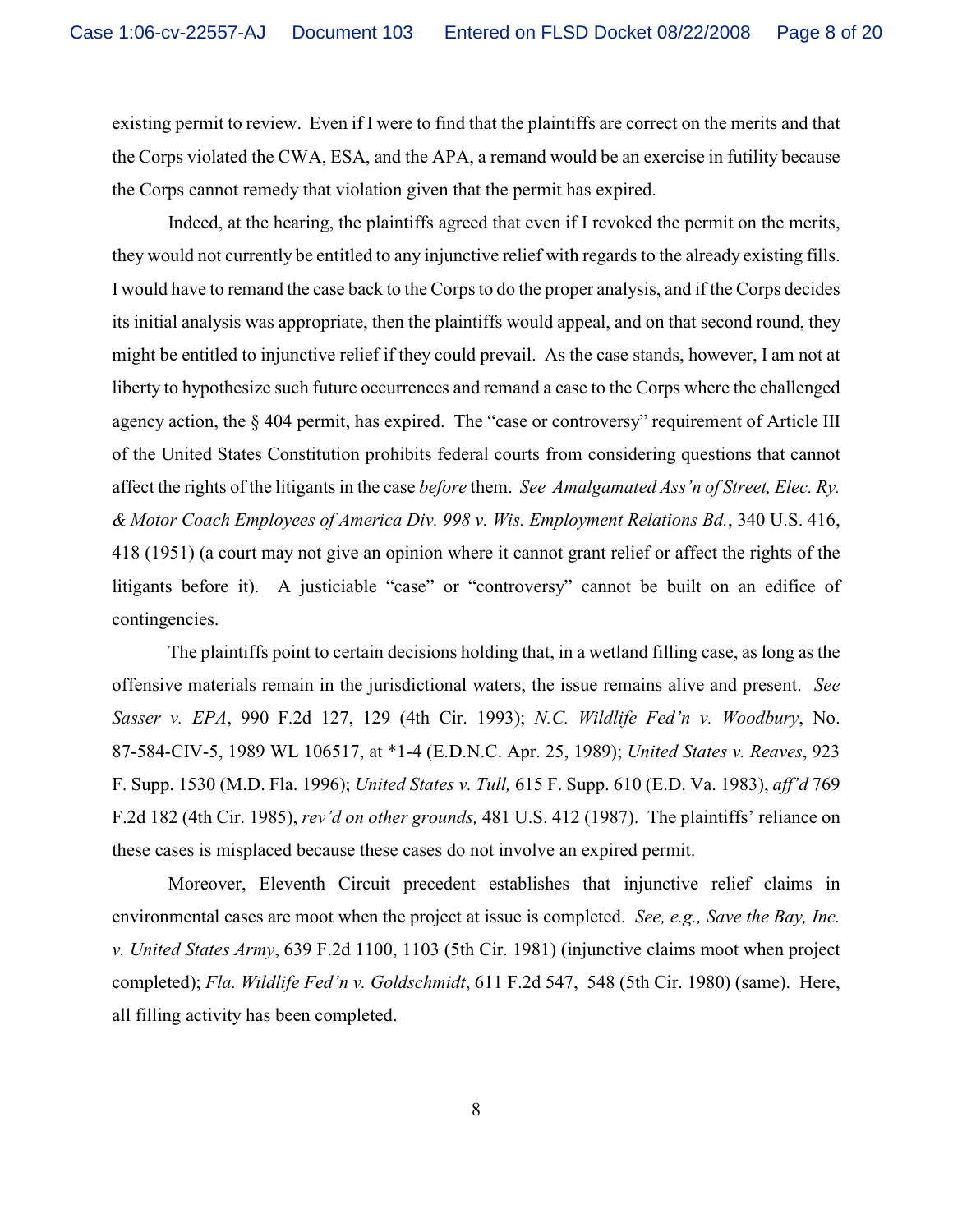existing permit to review. Even if I were to find that the plaintiffs are correct on the merits and that the Corps violated the CWA, ESA, and the APA, a remand would be an exercise in futility because the Corps cannot remedy that violation given that the permit has expired.

Indeed, at the hearing, the plaintiffs agreed that even if I revoked the permit on the merits, they would not currently be entitled to any injunctive relief with regards to the already existing fills. I would have to remand the case back to the Corps to do the proper analysis, and if the Corps decides its initial analysis was appropriate, then the plaintiffs would appeal, and on that second round, they might be entitled to injunctive relief if they could prevail. As the case stands, however, I am not at liberty to hypothesize such future occurrences and remand a case to the Corps where the challenged agency action, the § 404 permit, has expired. The "case or controversy" requirement of Article III of the United States Constitution prohibits federal courts from considering questions that cannot affect the rights of the litigants in the case *before* them. *See Amalgamated Ass'n of Street, Elec. Ry. & Motor Coach Employees of America Div. 998 v. Wis. Employment Relations Bd.*, 340 U.S. 416, 418 (1951) (a court may not give an opinion where it cannot grant relief or affect the rights of the litigants before it). A justiciable "case" or "controversy" cannot be built on an edifice of contingencies.

The plaintiffs point to certain decisions holding that, in a wetland filling case, as long as the offensive materials remain in the jurisdictional waters, the issue remains alive and present. *See Sasser v. EPA*, 990 F.2d 127, 129 (4th Cir. 1993); *N.C. Wildlife Fed'n v. Woodbury*, No. 87-584-CIV-5, 1989 WL 106517, at *1-4 (E.D.N.C. Apr. 25, 1989); *United States v. Reaves*, 923 F. Supp. 1530 (M.D. Fla. 1996); *United States v. Tull,* 615 F. Supp. 610 (E.D. Va. 1983), *aff'd* 769 F.2d 182 (4th Cir. 1985), *rev'd on other grounds,* 481 U.S. 412 (1987). The plaintiffs' reliance on these cases is misplaced because these cases do not involve an expired permit.

Moreover, Eleventh Circuit precedent establishes that injunctive relief claims in environmental cases are moot when the project at issue is completed. *See, e.g., Save the Bay, Inc. v. United States Army*, 639 F.2d 1100, 1103 (5th Cir. 1981) (injunctive claims moot when project completed); *Fla. Wildlife Fed'n v. Goldschmidt*, 611 F.2d 547, 548 (5th Cir. 1980) (same). Here, all filling activity has been completed.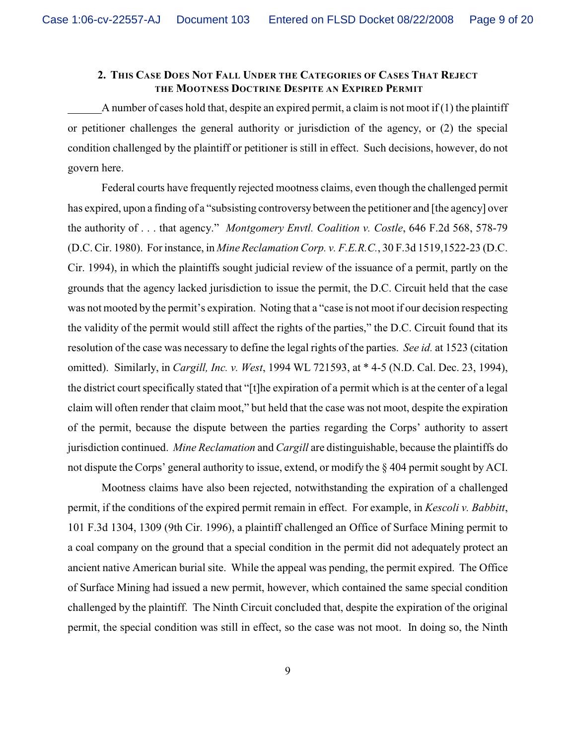## 2. This Case Does Not Fall Under the Categories of Cases That Reject the Mootness Doctrine Despite an Expired Permit

A number of cases hold that, despite an expired permit, a claim is not moot if (1) the plaintiff or petitioner challenges the general authority or jurisdiction of the agency, or (2) the special condition challenged by the plaintiff or petitioner is still in effect. Such decisions, however, do not govern here.

Federal courts have frequently rejected mootness claims, even though the challenged permit has expired, upon a finding of a "subsisting controversy between the petitioner and [the agency] over the authority of . . . that agency." *Montgomery Envtl. Coalition v. Costle*, 646 F.2d 568, 578-79 (D.C. Cir. 1980). For instance, in *Mine Reclamation Corp. v. F.E.R.C.*, 30 F.3d 1519,1522-23 (D.C. Cir. 1994), in which the plaintiffs sought judicial review of the issuance of a permit, partly on the grounds that the agency lacked jurisdiction to issue the permit, the D.C. Circuit held that the case was not mooted by the permit's expiration. Noting that a "case is not moot if our decision respecting the validity of the permit would still affect the rights of the parties," the D.C. Circuit found that its resolution of the case was necessary to define the legal rights of the parties. *See id.* at 1523 (citation omitted). Similarly, in *Cargill, Inc. v. West*, 1994 WL 721593, at * 4-5 (N.D. Cal. Dec. 23, 1994), the district court specifically stated that "[t]he expiration of a permit which is at the center of a legal claim will often render that claim moot," but held that the case was not moot, despite the expiration of the permit, because the dispute between the parties regarding the Corps' authority to assert jurisdiction continued. *Mine Reclamation* and *Cargill* are distinguishable, because the plaintiffs do not dispute the Corps' general authority to issue, extend, or modify the § 404 permit sought by ACI.

Mootness claims have also been rejected, notwithstanding the expiration of a challenged permit, if the conditions of the expired permit remain in effect. For example, in *Kescoli v. Babbitt*, 101 F.3d 1304, 1309 (9th Cir. 1996), a plaintiff challenged an Office of Surface Mining permit to a coal company on the ground that a special condition in the permit did not adequately protect an ancient native American burial site. While the appeal was pending, the permit expired. The Office of Surface Mining had issued a new permit, however, which contained the same special condition challenged by the plaintiff. The Ninth Circuit concluded that, despite the expiration of the original permit, the special condition was still in effect, so the case was not moot. In doing so, the Ninth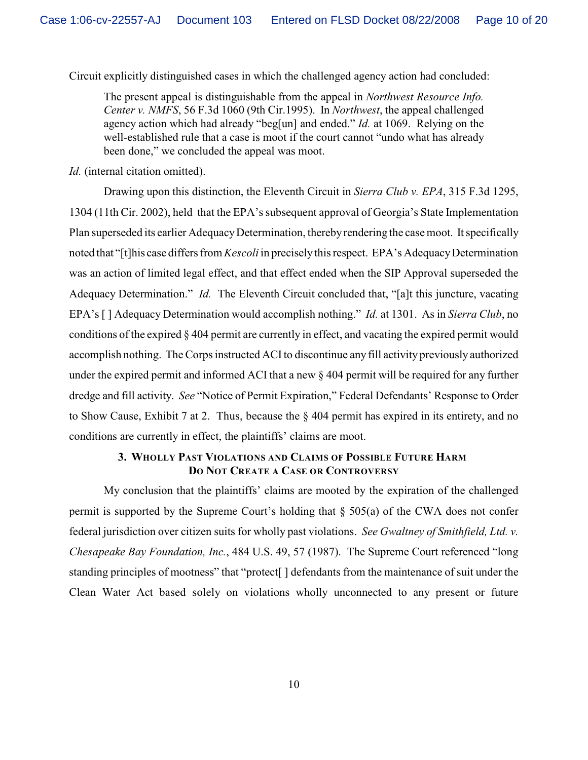Circuit explicitly distinguished cases in which the challenged agency action had concluded:

> The present appeal is distinguishable from the appeal in *Northwest Resource Info. Center v. NMFS*, 56 F.3d 1060 (9th Cir.1995). In *Northwest*, the appeal challenged agency action which had already "beg[un] and ended." *Id.* at 1069. Relying on the well-established rule that a case is moot if the court cannot "undo what has already been done," we concluded the appeal was moot.

*Id.* (internal citation omitted).

Drawing upon this distinction, the Eleventh Circuit in *Sierra Club v. EPA*, 315 F.3d 1295, 1304 (11th Cir. 2002), held that the EPA's subsequent approval of Georgia's State Implementation Plan superseded its earlier Adequacy Determination, thereby rendering the case moot. It specifically noted that "[t]his case differs from *Kescoli* in precisely this respect. EPA's Adequacy Determination was an action of limited legal effect, and that effect ended when the SIP Approval superseded the Adequacy Determination." *Id.* The Eleventh Circuit concluded that, "[a]t this juncture, vacating EPA's [ ] Adequacy Determination would accomplish nothing." *Id.* at 1301. As in *Sierra Club*, no conditions of the expired § 404 permit are currently in effect, and vacating the expired permit would accomplish nothing. The Corps instructed ACI to discontinue any fill activity previously authorized under the expired permit and informed ACI that a new § 404 permit will be required for any further dredge and fill activity. *See* "Notice of Permit Expiration," Federal Defendants' Response to Order to Show Cause, Exhibit 7 at 2. Thus, because the § 404 permit has expired in its entirety, and no conditions are currently in effect, the plaintiffs' claims are moot.

### 3. Wholly Past Violations and Claims of Possible Future Harm Do Not Create a Case or Controversy

My conclusion that the plaintiffs' claims are mooted by the expiration of the challenged permit is supported by the Supreme Court's holding that § 505(a) of the CWA does not confer federal jurisdiction over citizen suits for wholly past violations. *See Gwaltney of Smithfield, Ltd. v. Chesapeake Bay Foundation, Inc.*, 484 U.S. 49, 57 (1987). The Supreme Court referenced "long standing principles of mootness" that "protect[ ] defendants from the maintenance of suit under the Clean Water Act based solely on violations wholly unconnected to any present or future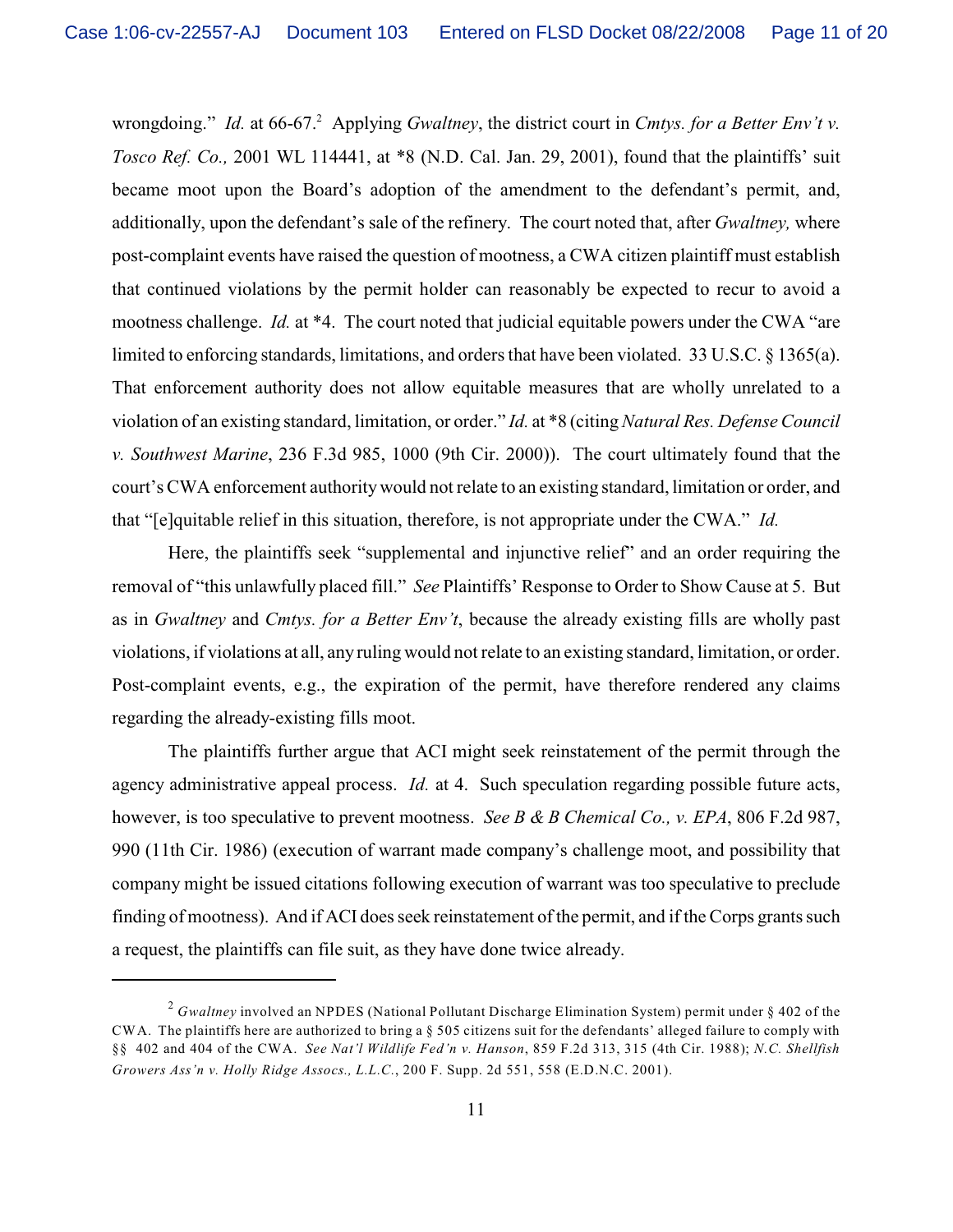wrongdoing." *Id.* at 66-67.[2] Applying *Gwaltney*, the district court in *Cmtys. for a Better Env't v. Tosco Ref. Co.,* 2001 WL 114441, at *8 (N.D. Cal. Jan. 29, 2001), found that the plaintiffs' suit became moot upon the Board's adoption of the amendment to the defendant's permit, and, additionally, upon the defendant's sale of the refinery. The court noted that, after *Gwaltney,* where post-complaint events have raised the question of mootness, a CWA citizen plaintiff must establish that continued violations by the permit holder can reasonably be expected to recur to avoid a mootness challenge. *Id.* at *4. The court noted that judicial equitable powers under the CWA "are limited to enforcing standards, limitations, and orders that have been violated. 33 U.S.C. § 1365(a). That enforcement authority does not allow equitable measures that are wholly unrelated to a violation of an existing standard, limitation, or order." *Id.* at *8 (citing *Natural Res. Defense Council v. Southwest Marine*, 236 F.3d 985, 1000 (9th Cir. 2000)). The court ultimately found that the court's CWA enforcement authority would not relate to an existing standard, limitation or order, and that "[e]quitable relief in this situation, therefore, is not appropriate under the CWA." *Id.*

Here, the plaintiffs seek "supplemental and injunctive relief" and an order requiring the removal of "this unlawfully placed fill." *See* Plaintiffs' Response to Order to Show Cause at 5. But as in *Gwaltney* and *Cmtys. for a Better Env't*, because the already existing fills are wholly past violations, if violations at all, any ruling would not relate to an existing standard, limitation, or order. Post-complaint events, e.g., the expiration of the permit, have therefore rendered any claims regarding the already-existing fills moot.

The plaintiffs further argue that ACI might seek reinstatement of the permit through the agency administrative appeal process. *Id.* at 4. Such speculation regarding possible future acts, however, is too speculative to prevent mootness. *See B & B Chemical Co., v. EPA*, 806 F.2d 987, 990 (11th Cir. 1986) (execution of warrant made company's challenge moot, and possibility that company might be issued citations following execution of warrant was too speculative to preclude finding of mootness). And if ACI does seek reinstatement of the permit, and if the Corps grants such a request, the plaintiffs can file suit, as they have done twice already.

---

[2] *Gwaltney* involved an NPDES (National Pollutant Discharge Elimination System) permit under § 402 of the CWA. The plaintiffs here are authorized to bring a § 505 citizens suit for the defendants' alleged failure to comply with §§ 402 and 404 of the CWA. *See Nat'l Wildlife Fed'n v. Hanson*, 859 F.2d 313, 315 (4th Cir. 1988); *N.C. Shellfish Growers Ass'n v. Holly Ridge Assocs., L.L.C.*, 200 F. Supp. 2d 551, 558 (E.D.N.C. 2001).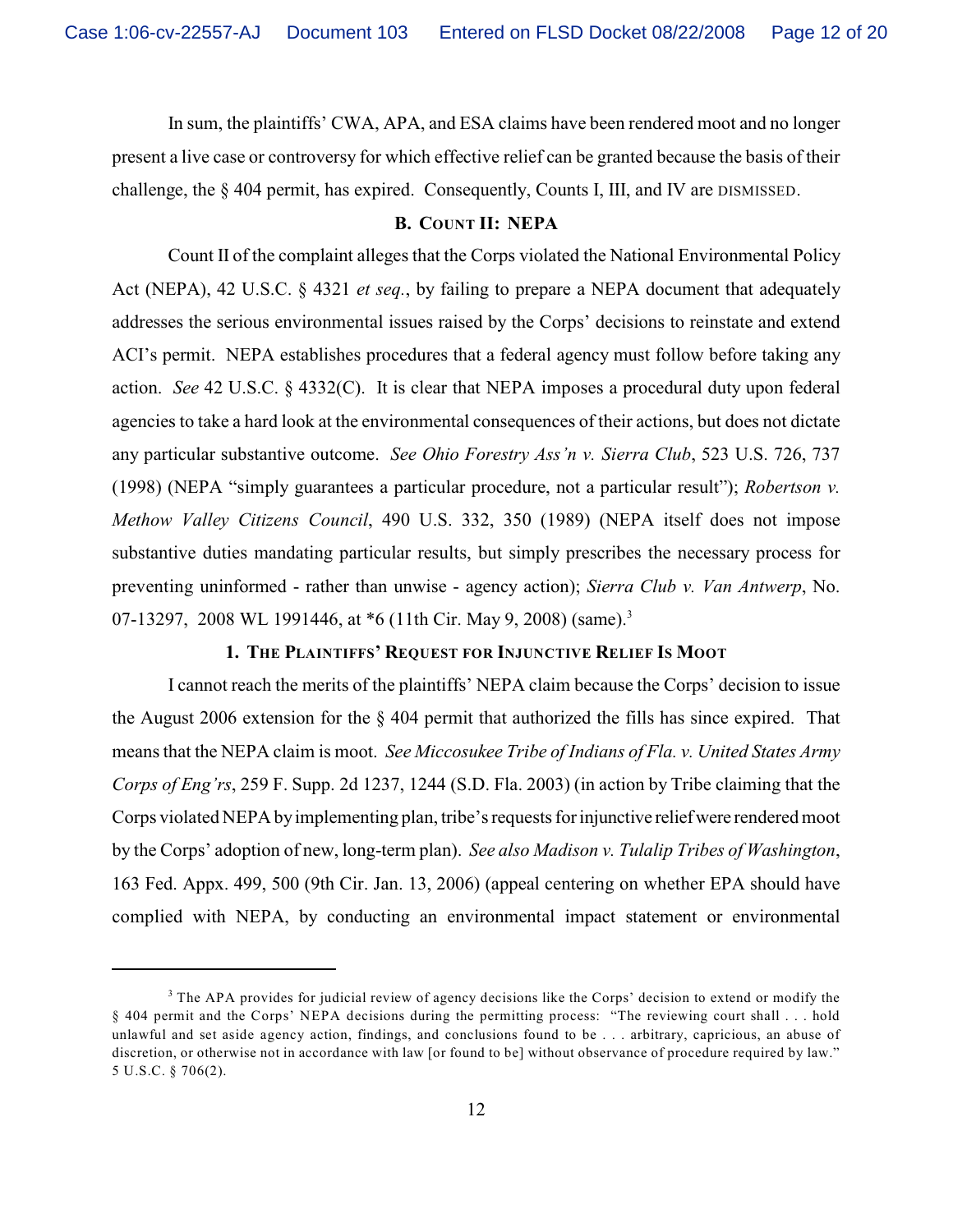In sum, the plaintiffs' CWA, APA, and ESA claims have been rendered moot and no longer present a live case or controversy for which effective relief can be granted because the basis of their challenge, the § 404 permit, has expired. Consequently, Counts I, III, and IV are DISMISSED.

### B. COUNT II: NEPA

Count II of the complaint alleges that the Corps violated the National Environmental Policy Act (NEPA), 42 U.S.C. § 4321 *et seq.*, by failing to prepare a NEPA document that adequately addresses the serious environmental issues raised by the Corps' decisions to reinstate and extend ACI's permit. NEPA establishes procedures that a federal agency must follow before taking any action. *See* 42 U.S.C. § 4332(C). It is clear that NEPA imposes a procedural duty upon federal agencies to take a hard look at the environmental consequences of their actions, but does not dictate any particular substantive outcome. *See Ohio Forestry Ass'n v. Sierra Club*, 523 U.S. 726, 737 (1998) (NEPA "simply guarantees a particular procedure, not a particular result"); *Robertson v. Methow Valley Citizens Council*, 490 U.S. 332, 350 (1989) (NEPA itself does not impose substantive duties mandating particular results, but simply prescribes the necessary process for preventing uninformed - rather than unwise - agency action); *Sierra Club v. Van Antwerp*, No. 07-13297, 2008 WL 1991446, at *6 (11th Cir. May 9, 2008) (same).[3]

#### 1. THE PLAINTIFFS' REQUEST FOR INJUNCTIVE RELIEF IS MOOT

I cannot reach the merits of the plaintiffs' NEPA claim because the Corps' decision to issue the August 2006 extension for the § 404 permit that authorized the fills has since expired. That means that the NEPA claim is moot. *See Miccosukee Tribe of Indians of Fla. v. United States Army Corps of Eng'rs*, 259 F. Supp. 2d 1237, 1244 (S.D. Fla. 2003) (in action by Tribe claiming that the Corps violated NEPA by implementing plan, tribe's requests for injunctive relief were rendered moot by the Corps' adoption of new, long-term plan). *See also Madison v. Tulalip Tribes of Washington*, 163 Fed. Appx. 499, 500 (9th Cir. Jan. 13, 2006) (appeal centering on whether EPA should have complied with NEPA, by conducting an environmental impact statement or environmental

---

[3] The APA provides for judicial review of agency decisions like the Corps' decision to extend or modify the § 404 permit and the Corps' NEPA decisions during the permitting process: "The reviewing court shall . . . hold unlawful and set aside agency action, findings, and conclusions found to be . . . arbitrary, capricious, an abuse of discretion, or otherwise not in accordance with law [or found to be] without observance of procedure required by law." 5 U.S.C. § 706(2).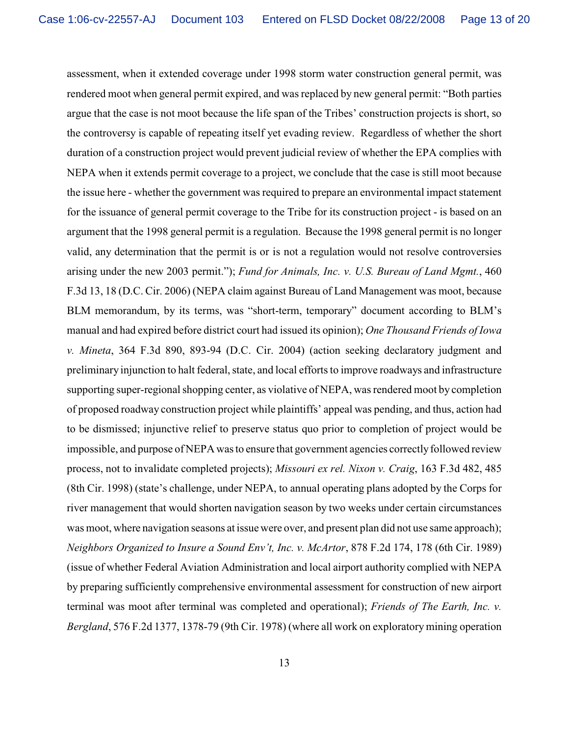assessment, when it extended coverage under 1998 storm water construction general permit, was rendered moot when general permit expired, and was replaced by new general permit: "Both parties argue that the case is not moot because the life span of the Tribes' construction projects is short, so the controversy is capable of repeating itself yet evading review. Regardless of whether the short duration of a construction project would prevent judicial review of whether the EPA complies with NEPA when it extends permit coverage to a project, we conclude that the case is still moot because the issue here - whether the government was required to prepare an environmental impact statement for the issuance of general permit coverage to the Tribe for its construction project - is based on an argument that the 1998 general permit is a regulation. Because the 1998 general permit is no longer valid, any determination that the permit is or is not a regulation would not resolve controversies arising under the new 2003 permit."); *Fund for Animals, Inc. v. U.S. Bureau of Land Mgmt.*, 460 F.3d 13, 18 (D.C. Cir. 2006) (NEPA claim against Bureau of Land Management was moot, because BLM memorandum, by its terms, was "short-term, temporary" document according to BLM's manual and had expired before district court had issued its opinion); *One Thousand Friends of Iowa v. Mineta*, 364 F.3d 890, 893-94 (D.C. Cir. 2004) (action seeking declaratory judgment and preliminary injunction to halt federal, state, and local efforts to improve roadways and infrastructure supporting super-regional shopping center, as violative of NEPA, was rendered moot by completion of proposed roadway construction project while plaintiffs' appeal was pending, and thus, action had to be dismissed; injunctive relief to preserve status quo prior to completion of project would be impossible, and purpose of NEPA was to ensure that government agencies correctly followed review process, not to invalidate completed projects); *Missouri ex rel. Nixon v. Craig*, 163 F.3d 482, 485 (8th Cir. 1998) (state's challenge, under NEPA, to annual operating plans adopted by the Corps for river management that would shorten navigation season by two weeks under certain circumstances was moot, where navigation seasons at issue were over, and present plan did not use same approach); *Neighbors Organized to Insure a Sound Env't, Inc. v. McArtor*, 878 F.2d 174, 178 (6th Cir. 1989) (issue of whether Federal Aviation Administration and local airport authority complied with NEPA by preparing sufficiently comprehensive environmental assessment for construction of new airport terminal was moot after terminal was completed and operational); *Friends of The Earth, Inc. v. Bergland*, 576 F.2d 1377, 1378-79 (9th Cir. 1978) (where all work on exploratory mining operation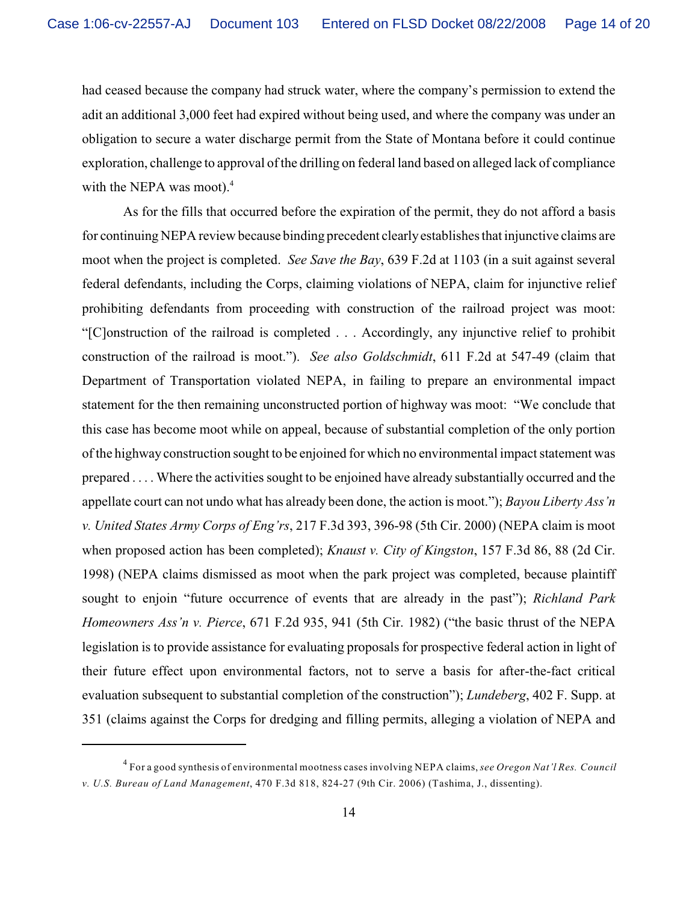had ceased because the company had struck water, where the company's permission to extend the adit an additional 3,000 feet had expired without being used, and where the company was under an obligation to secure a water discharge permit from the State of Montana before it could continue exploration, challenge to approval of the drilling on federal land based on alleged lack of compliance with the NEPA was moot).[4]

As for the fills that occurred before the expiration of the permit, they do not afford a basis for continuing NEPA review because binding precedent clearly establishes that injunctive claims are moot when the project is completed. *See Save the Bay*, 639 F.2d at 1103 (in a suit against several federal defendants, including the Corps, claiming violations of NEPA, claim for injunctive relief prohibiting defendants from proceeding with construction of the railroad project was moot: "[C]onstruction of the railroad is completed . . . Accordingly, any injunctive relief to prohibit construction of the railroad is moot."). *See also Goldschmidt*, 611 F.2d at 547-49 (claim that Department of Transportation violated NEPA, in failing to prepare an environmental impact statement for the then remaining unconstructed portion of highway was moot: "We conclude that this case has become moot while on appeal, because of substantial completion of the only portion of the highway construction sought to be enjoined for which no environmental impact statement was prepared . . . . Where the activities sought to be enjoined have already substantially occurred and the appellate court can not undo what has already been done, the action is moot."); *Bayou Liberty Ass'n v. United States Army Corps of Eng'rs*, 217 F.3d 393, 396-98 (5th Cir. 2000) (NEPA claim is moot when proposed action has been completed); *Knaust v. City of Kingston*, 157 F.3d 86, 88 (2d Cir. 1998) (NEPA claims dismissed as moot when the park project was completed, because plaintiff sought to enjoin "future occurrence of events that are already in the past"); *Richland Park Homeowners Ass'n v. Pierce*, 671 F.2d 935, 941 (5th Cir. 1982) ("the basic thrust of the NEPA legislation is to provide assistance for evaluating proposals for prospective federal action in light of their future effect upon environmental factors, not to serve a basis for after-the-fact critical evaluation subsequent to substantial completion of the construction"); *Lundeberg*, 402 F. Supp. at 351 (claims against the Corps for dredging and filling permits, alleging a violation of NEPA and

---

[4] For a good synthesis of environmental mootness cases involving NEPA claims, *see Oregon Nat'l Res. Council v. U.S. Bureau of Land Management*, 470 F.3d 818, 824-27 (9th Cir. 2006) (Tashima, J., dissenting).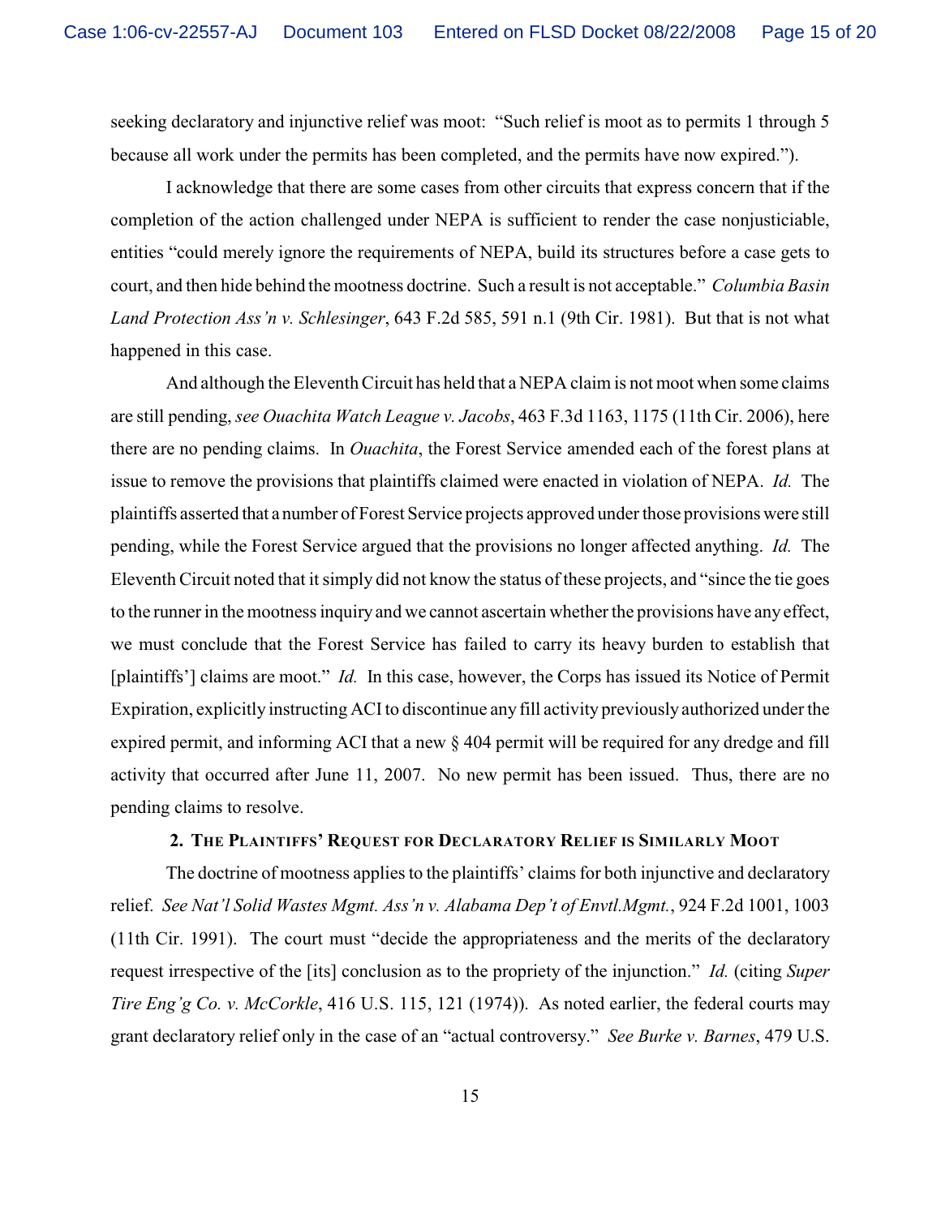seeking declaratory and injunctive relief was moot: "Such relief is moot as to permits 1 through 5 because all work under the permits has been completed, and the permits have now expired.").

I acknowledge that there are some cases from other circuits that express concern that if the completion of the action challenged under NEPA is sufficient to render the case nonjusticiable, entities "could merely ignore the requirements of NEPA, build its structures before a case gets to court, and then hide behind the mootness doctrine. Such a result is not acceptable." *Columbia Basin Land Protection Ass'n v. Schlesinger*, 643 F.2d 585, 591 n.1 (9th Cir. 1981). But that is not what happened in this case.

And although the Eleventh Circuit has held that a NEPA claim is not moot when some claims are still pending, *see Ouachita Watch League v. Jacobs*, 463 F.3d 1163, 1175 (11th Cir. 2006), here there are no pending claims. In *Ouachita*, the Forest Service amended each of the forest plans at issue to remove the provisions that plaintiffs claimed were enacted in violation of NEPA. *Id.* The plaintiffs asserted that a number of Forest Service projects approved under those provisions were still pending, while the Forest Service argued that the provisions no longer affected anything. *Id.* The Eleventh Circuit noted that it simply did not know the status of these projects, and "since the tie goes to the runner in the mootness inquiry and we cannot ascertain whether the provisions have any effect, we must conclude that the Forest Service has failed to carry its heavy burden to establish that [plaintiffs'] claims are moot." *Id.* In this case, however, the Corps has issued its Notice of Permit Expiration, explicitly instructing ACI to discontinue any fill activity previously authorized under the expired permit, and informing ACI that a new § 404 permit will be required for any dredge and fill activity that occurred after June 11, 2007. No new permit has been issued. Thus, there are no pending claims to resolve.

### 2. The Plaintiffs' Request for Declaratory Relief is Similarly Moot

The doctrine of mootness applies to the plaintiffs' claims for both injunctive and declaratory relief. *See Nat'l Solid Wastes Mgmt. Ass'n v. Alabama Dep't of Envtl.Mgmt.*, 924 F.2d 1001, 1003 (11th Cir. 1991). The court must "decide the appropriateness and the merits of the declaratory request irrespective of the [its] conclusion as to the propriety of the injunction." *Id.* (citing *Super Tire Eng'g Co. v. McCorkle*, 416 U.S. 115, 121 (1974)). As noted earlier, the federal courts may grant declaratory relief only in the case of an "actual controversy." *See Burke v. Barnes*, 479 U.S.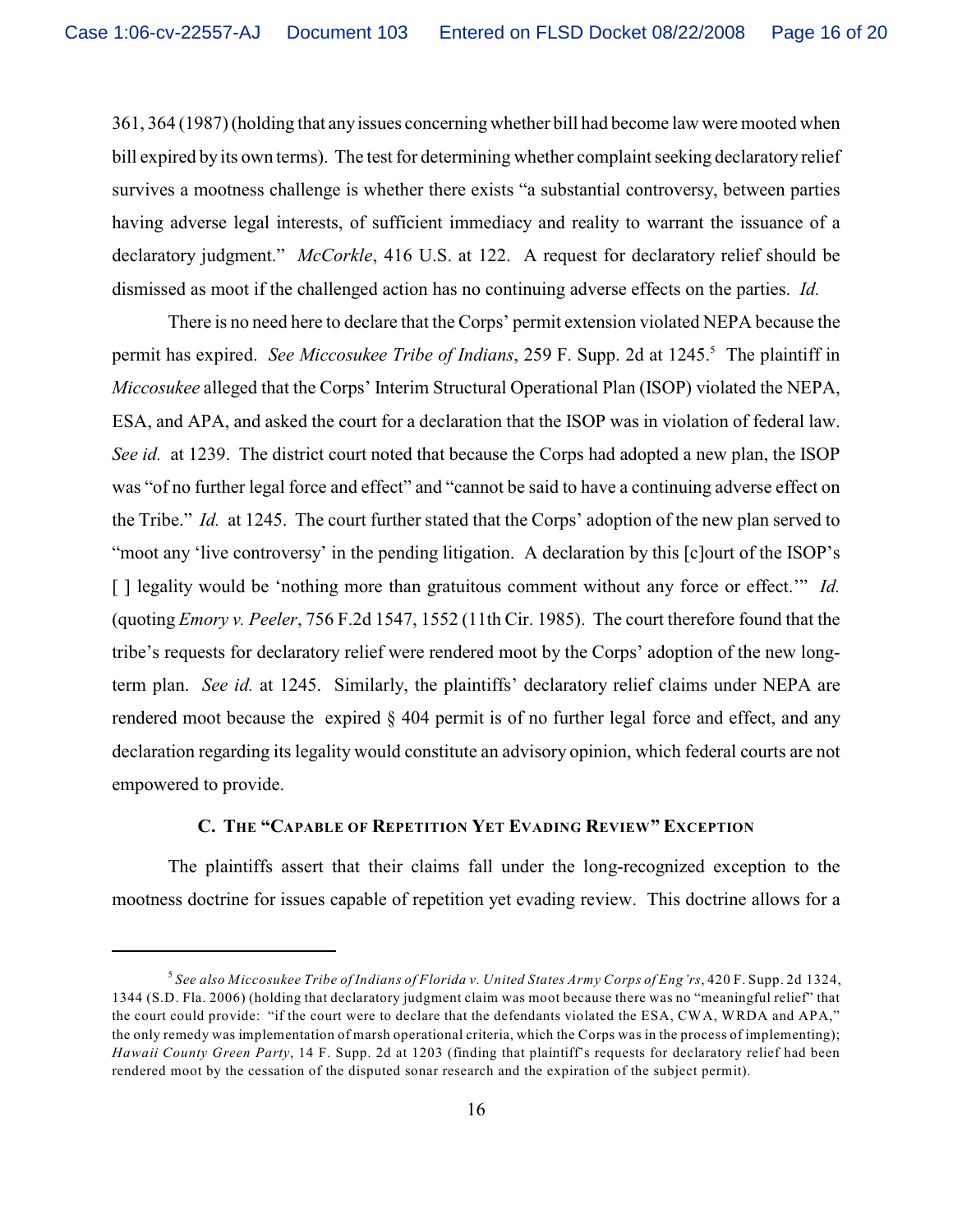361, 364 (1987) (holding that any issues concerning whether bill had become law were mooted when bill expired by its own terms). The test for determining whether complaint seeking declaratory relief survives a mootness challenge is whether there exists "a substantial controversy, between parties having adverse legal interests, of sufficient immediacy and reality to warrant the issuance of a declaratory judgment." *McCorkle*, 416 U.S. at 122. A request for declaratory relief should be dismissed as moot if the challenged action has no continuing adverse effects on the parties. *Id.*

There is no need here to declare that the Corps' permit extension violated NEPA because the permit has expired. *See Miccosukee Tribe of Indians*, 259 F. Supp. 2d at 1245.[5] The plaintiff in *Miccosukee* alleged that the Corps' Interim Structural Operational Plan (ISOP) violated the NEPA, ESA, and APA, and asked the court for a declaration that the ISOP was in violation of federal law. *See id.* at 1239. The district court noted that because the Corps had adopted a new plan, the ISOP was "of no further legal force and effect" and "cannot be said to have a continuing adverse effect on the Tribe." *Id.* at 1245. The court further stated that the Corps' adoption of the new plan served to "moot any 'live controversy' in the pending litigation. A declaration by this [c]ourt of the ISOP's [ ] legality would be 'nothing more than gratuitous comment without any force or effect.'" *Id.* (quoting *Emory v. Peeler*, 756 F.2d 1547, 1552 (11th Cir. 1985). The court therefore found that the tribe's requests for declaratory relief were rendered moot by the Corps' adoption of the new long-term plan. *See id.* at 1245. Similarly, the plaintiffs' declaratory relief claims under NEPA are rendered moot because the expired § 404 permit is of no further legal force and effect, and any declaration regarding its legality would constitute an advisory opinion, which federal courts are not empowered to provide.

### C. The "Capable of Repetition Yet Evading Review" Exception

The plaintiffs assert that their claims fall under the long-recognized exception to the mootness doctrine for issues capable of repetition yet evading review. This doctrine allows for a

---

[5] *See also Miccosukee Tribe of Indians of Florida v. United States Army Corps of Eng'rs*, 420 F. Supp. 2d 1324, 1344 (S.D. Fla. 2006) (holding that declaratory judgment claim was moot because there was no "meaningful relief" that the court could provide: "if the court were to declare that the defendants violated the ESA, CWA, WRDA and APA," the only remedy was implementation of marsh operational criteria, which the Corps was in the process of implementing); *Hawaii County Green Party*, 14 F. Supp. 2d at 1203 (finding that plaintiff's requests for declaratory relief had been rendered moot by the cessation of the disputed sonar research and the expiration of the subject permit).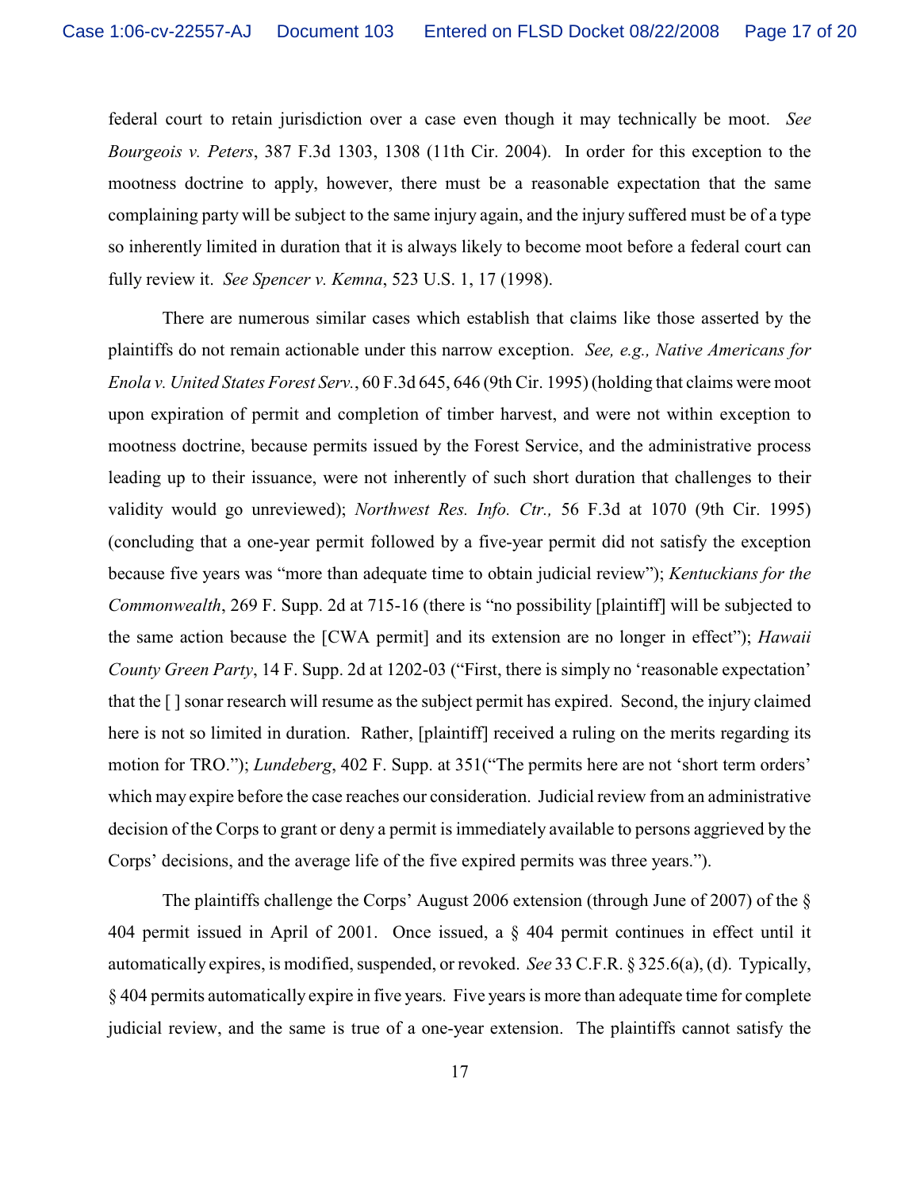federal court to retain jurisdiction over a case even though it may technically be moot. *See Bourgeois v. Peters*, 387 F.3d 1303, 1308 (11th Cir. 2004). In order for this exception to the mootness doctrine to apply, however, there must be a reasonable expectation that the same complaining party will be subject to the same injury again, and the injury suffered must be of a type so inherently limited in duration that it is always likely to become moot before a federal court can fully review it. *See Spencer v. Kemna*, 523 U.S. 1, 17 (1998).

There are numerous similar cases which establish that claims like those asserted by the plaintiffs do not remain actionable under this narrow exception. *See, e.g., Native Americans for Enola v. United States Forest Serv.*, 60 F.3d 645, 646 (9th Cir. 1995) (holding that claims were moot upon expiration of permit and completion of timber harvest, and were not within exception to mootness doctrine, because permits issued by the Forest Service, and the administrative process leading up to their issuance, were not inherently of such short duration that challenges to their validity would go unreviewed); *Northwest Res. Info. Ctr.,* 56 F.3d at 1070 (9th Cir. 1995) (concluding that a one-year permit followed by a five-year permit did not satisfy the exception because five years was "more than adequate time to obtain judicial review"); *Kentuckians for the Commonwealth*, 269 F. Supp. 2d at 715-16 (there is "no possibility [plaintiff] will be subjected to the same action because the [CWA permit] and its extension are no longer in effect"); *Hawaii County Green Party*, 14 F. Supp. 2d at 1202-03 ("First, there is simply no 'reasonable expectation' that the [ ] sonar research will resume as the subject permit has expired. Second, the injury claimed here is not so limited in duration. Rather, [plaintiff] received a ruling on the merits regarding its motion for TRO."); *Lundeberg*, 402 F. Supp. at 351("The permits here are not 'short term orders' which may expire before the case reaches our consideration. Judicial review from an administrative decision of the Corps to grant or deny a permit is immediately available to persons aggrieved by the Corps' decisions, and the average life of the five expired permits was three years.").

The plaintiffs challenge the Corps' August 2006 extension (through June of 2007) of the § 404 permit issued in April of 2001. Once issued, a § 404 permit continues in effect until it automatically expires, is modified, suspended, or revoked. *See* 33 C.F.R. § 325.6(a), (d). Typically, § 404 permits automatically expire in five years. Five years is more than adequate time for complete judicial review, and the same is true of a one-year extension. The plaintiffs cannot satisfy the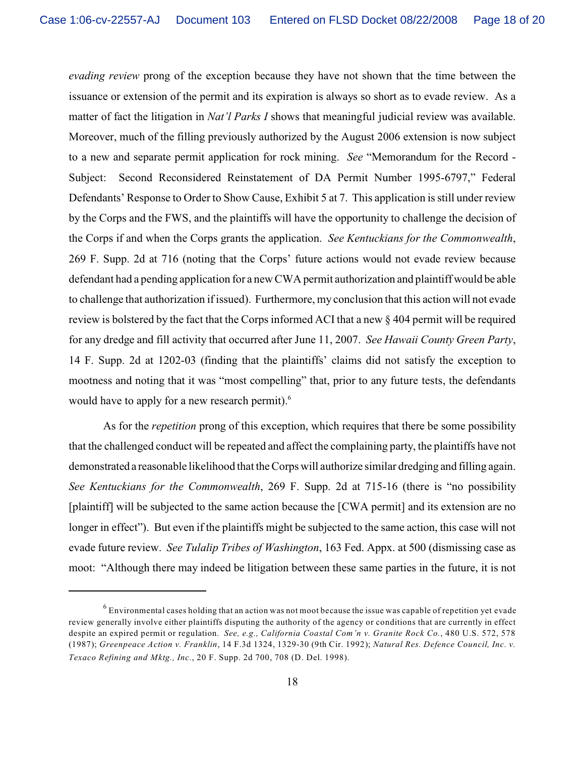*evading review* prong of the exception because they have not shown that the time between the issuance or extension of the permit and its expiration is always so short as to evade review. As a matter of fact the litigation in *Nat'l Parks I* shows that meaningful judicial review was available. Moreover, much of the filling previously authorized by the August 2006 extension is now subject to a new and separate permit application for rock mining. *See* "Memorandum for the Record - Subject: Second Reconsidered Reinstatement of DA Permit Number 1995-6797," Federal Defendants' Response to Order to Show Cause, Exhibit 5 at 7. This application is still under review by the Corps and the FWS, and the plaintiffs will have the opportunity to challenge the decision of the Corps if and when the Corps grants the application. *See Kentuckians for the Commonwealth*, 269 F. Supp. 2d at 716 (noting that the Corps' future actions would not evade review because defendant had a pending application for a new CWA permit authorization and plaintiff would be able to challenge that authorization if issued). Furthermore, my conclusion that this action will not evade review is bolstered by the fact that the Corps informed ACI that a new § 404 permit will be required for any dredge and fill activity that occurred after June 11, 2007. *See Hawaii County Green Party*, 14 F. Supp. 2d at 1202-03 (finding that the plaintiffs' claims did not satisfy the exception to mootness and noting that it was "most compelling" that, prior to any future tests, the defendants would have to apply for a new research permit).[6]

As for the *repetition* prong of this exception, which requires that there be some possibility that the challenged conduct will be repeated and affect the complaining party, the plaintiffs have not demonstrated a reasonable likelihood that the Corps will authorize similar dredging and filling again. *See Kentuckians for the Commonwealth*, 269 F. Supp. 2d at 715-16 (there is "no possibility [plaintiff] will be subjected to the same action because the [CWA permit] and its extension are no longer in effect"). But even if the plaintiffs might be subjected to the same action, this case will not evade future review. *See Tulalip Tribes of Washington*, 163 Fed. Appx. at 500 (dismissing case as moot: "Although there may indeed be litigation between these same parties in the future, it is not

---

[6] Environmental cases holding that an action was not moot because the issue was capable of repetition yet evade review generally involve either plaintiffs disputing the authority of the agency or conditions that are currently in effect despite an expired permit or regulation. *See, e.g., California Coastal Com'n v. Granite Rock Co.*, 480 U.S. 572, 578 (1987); *Greenpeace Action v. Franklin*, 14 F.3d 1324, 1329-30 (9th Cir. 1992); *Natural Res. Defence Council, Inc. v. Texaco Refining and Mktg., Inc.*, 20 F. Supp. 2d 700, 708 (D. Del. 1998).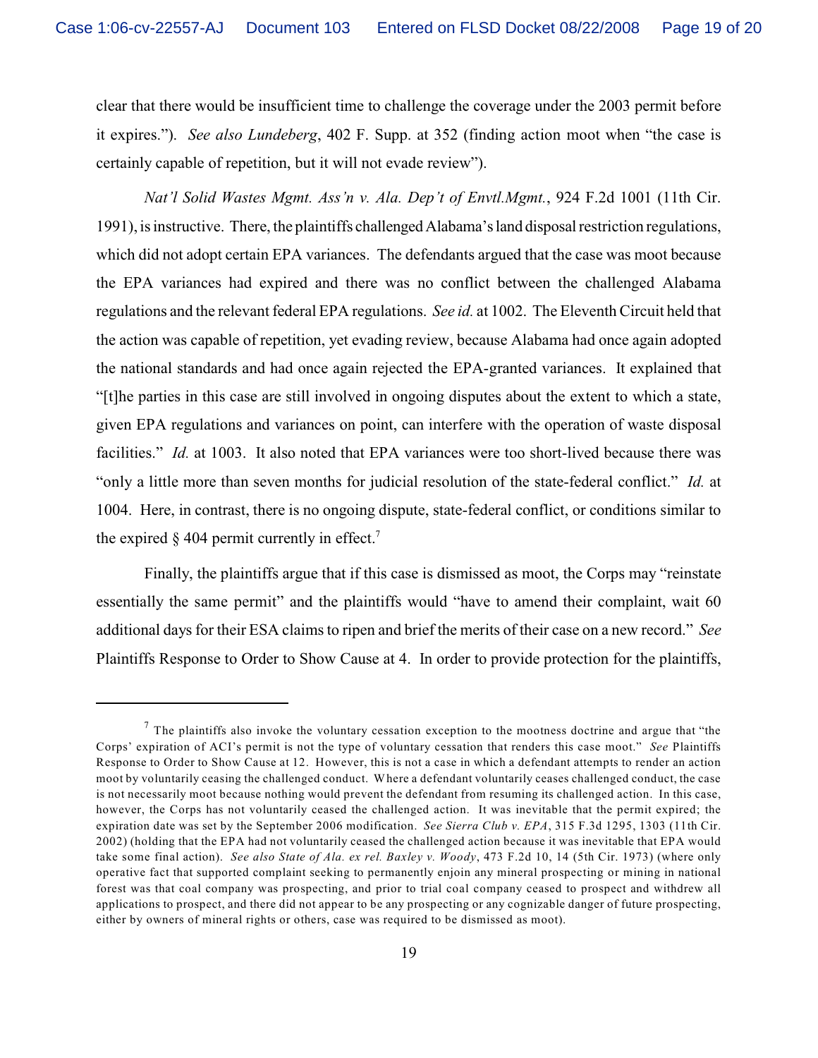clear that there would be insufficient time to challenge the coverage under the 2003 permit before it expires."). *See also Lundeberg*, 402 F. Supp. at 352 (finding action moot when "the case is certainly capable of repetition, but it will not evade review").

*Nat'l Solid Wastes Mgmt. Ass'n v. Ala. Dep't of Envtl.Mgmt.*, 924 F.2d 1001 (11th Cir. 1991), is instructive. There, the plaintiffs challenged Alabama's land disposal restriction regulations, which did not adopt certain EPA variances. The defendants argued that the case was moot because the EPA variances had expired and there was no conflict between the challenged Alabama regulations and the relevant federal EPA regulations. *See id.* at 1002. The Eleventh Circuit held that the action was capable of repetition, yet evading review, because Alabama had once again adopted the national standards and had once again rejected the EPA-granted variances. It explained that "[t]he parties in this case are still involved in ongoing disputes about the extent to which a state, given EPA regulations and variances on point, can interfere with the operation of waste disposal facilities." *Id.* at 1003. It also noted that EPA variances were too short-lived because there was "only a little more than seven months for judicial resolution of the state-federal conflict." *Id.* at 1004. Here, in contrast, there is no ongoing dispute, state-federal conflict, or conditions similar to the expired § 404 permit currently in effect.[7]

Finally, the plaintiffs argue that if this case is dismissed as moot, the Corps may "reinstate essentially the same permit" and the plaintiffs would "have to amend their complaint, wait 60 additional days for their ESA claims to ripen and brief the merits of their case on a new record." *See* Plaintiffs Response to Order to Show Cause at 4. In order to provide protection for the plaintiffs,

---

[7] The plaintiffs also invoke the voluntary cessation exception to the mootness doctrine and argue that "the Corps' expiration of ACI's permit is not the type of voluntary cessation that renders this case moot." *See* Plaintiffs Response to Order to Show Cause at 12. However, this is not a case in which a defendant attempts to render an action moot by voluntarily ceasing the challenged conduct. Where a defendant voluntarily ceases challenged conduct, the case is not necessarily moot because nothing would prevent the defendant from resuming its challenged action. In this case, however, the Corps has not voluntarily ceased the challenged action. It was inevitable that the permit expired; the expiration date was set by the September 2006 modification. *See Sierra Club v. EPA*, 315 F.3d 1295, 1303 (11th Cir. 2002) (holding that the EPA had not voluntarily ceased the challenged action because it was inevitable that EPA would take some final action). *See also State of Ala. ex rel. Baxley v. Woody*, 473 F.2d 10, 14 (5th Cir. 1973) (where only operative fact that supported complaint seeking to permanently enjoin any mineral prospecting or mining in national forest was that coal company was prospecting, and prior to trial coal company ceased to prospect and withdrew all applications to prospect, and there did not appear to be any prospecting or any cognizable danger of future prospecting, either by owners of mineral rights or others, case was required to be dismissed as moot).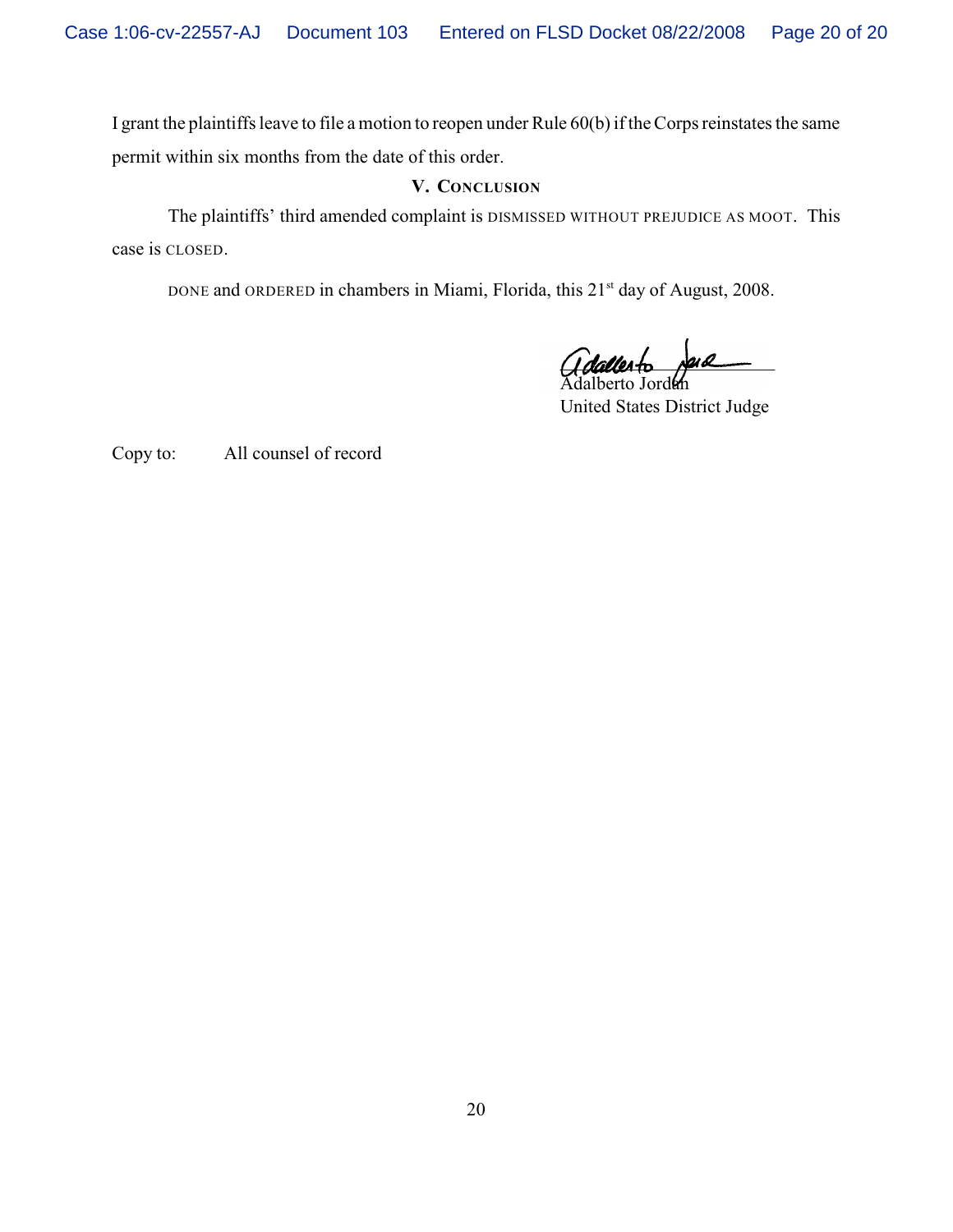I grant the plaintiffs leave to file a motion to reopen under Rule 60(b) if the Corps reinstates the same permit within six months from the date of this order.

## V. Conclusion

The plaintiffs' third amended complaint is DISMISSED WITHOUT PREJUDICE AS MOOT. This case is CLOSED.

DONE and ORDERED in chambers in Miami, Florida, this 21st day of August, 2008.

Adalberto Jordan
United States District Judge

Copy to: All counsel of record